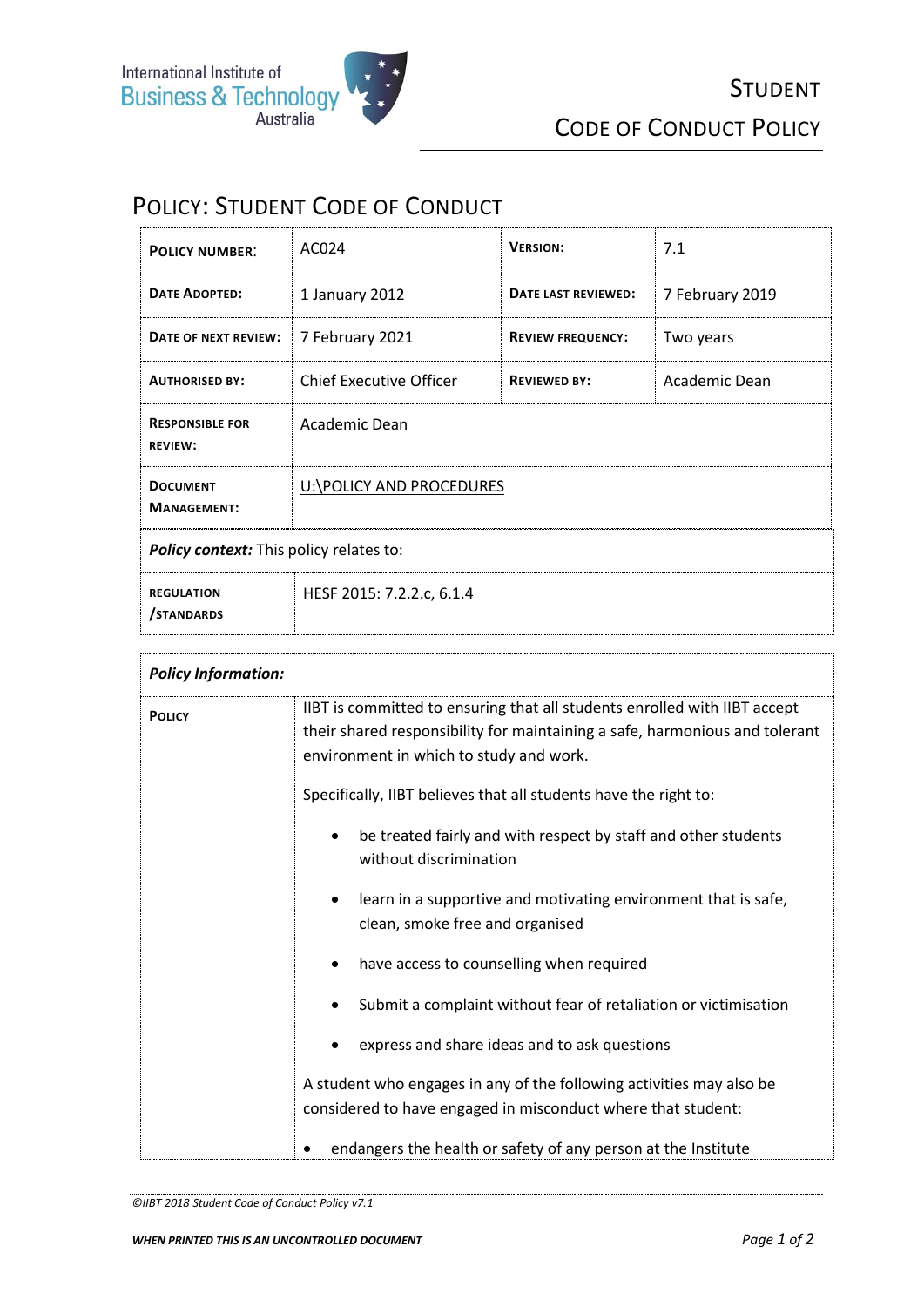# Policy: Student Code of Conduct

| **Policy Number**: | AC024 | **Version:** | 7.1 |
|---|---|---|---|
| **Date Adopted:** | 1 January 2012 | **Date last reviewed:** | 7 February 2019 |
| **Date of next review:** | 7 February 2021 | **Review frequency:** | Two years |
| **Authorised by:** | Chief Executive Officer | **Reviewed by:** | Academic Dean |
| **Responsible for review:** | Academic Dean | | |
| **Document Management:** | U:\POLICY AND PROCEDURES | | |
| ***Policy context:*** This policy relates to: | | | |
| **Regulation /Standards** | HESF 2015: 7.2.2.c, 6.1.4 | | |

| ***Policy Information:*** | |
|---|---|
| **Policy** | IIBT is committed to ensuring that all students enrolled with IIBT accept their shared responsibility for maintaining a safe, harmonious and tolerant environment in which to study and work.<br><br>Specifically, IIBT believes that all students have the right to:<br><br>• be treated fairly and with respect by staff and other students without discrimination<br>• learn in a supportive and motivating environment that is safe, clean, smoke free and organised<br>• have access to counselling when required<br>• Submit a complaint without fear of retaliation or victimisation<br>• express and share ideas and to ask questions<br><br>A student who engages in any of the following activities may also be considered to have engaged in misconduct where that student:<br><br>• endangers the health or safety of any person at the Institute |

*©IIBT 2018 Student Code of Conduct Policy v7.1*

***WHEN PRINTED THIS IS AN UNCONTROLLED DOCUMENT***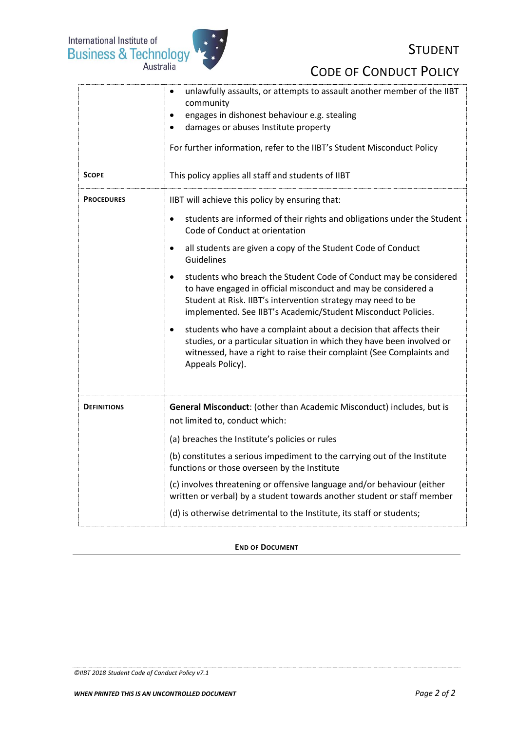| | |
|---|---|
| | • unlawfully assaults, or attempts to assault another member of the IIBT community<br>• engages in dishonest behaviour e.g. stealing<br>• damages or abuses Institute property<br><br>For further information, refer to the IIBT's Student Misconduct Policy |
| **SCOPE** | This policy applies all staff and students of IIBT |
| **PROCEDURES** | IIBT will achieve this policy by ensuring that:<br><br>• students are informed of their rights and obligations under the Student Code of Conduct at orientation<br><br>• all students are given a copy of the Student Code of Conduct Guidelines<br><br>• students who breach the Student Code of Conduct may be considered to have engaged in official misconduct and may be considered a Student at Risk. IIBT's intervention strategy may need to be implemented. See IIBT's Academic/Student Misconduct Policies.<br><br>• students who have a complaint about a decision that affects their studies, or a particular situation in which they have been involved or witnessed, have a right to raise their complaint (See Complaints and Appeals Policy). |
| **DEFINITIONS** | **General Misconduct**: (other than Academic Misconduct) includes, but is not limited to, conduct which:<br><br>(a) breaches the Institute's policies or rules<br><br>(b) constitutes a serious impediment to the carrying out of the Institute functions or those overseen by the Institute<br><br>(c) involves threatening or offensive language and/or behaviour (either written or verbal) by a student towards another student or staff member<br><br>(d) is otherwise detrimental to the Institute, its staff or students; |

**END OF DOCUMENT**

*©IIBT 2018 Student Code of Conduct Policy v7.1*

***WHEN PRINTED THIS IS AN UNCONTROLLED DOCUMENT***